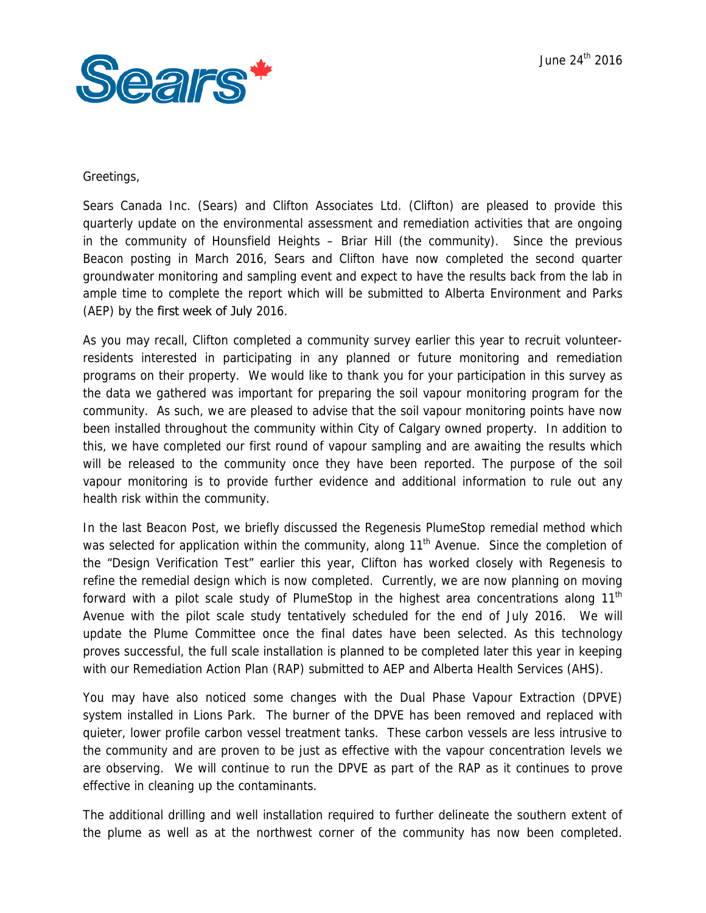June 24th 2016

Greetings,

Sears Canada Inc. (Sears) and Clifton Associates Ltd. (Clifton) are pleased to provide this quarterly update on the environmental assessment and remediation activities that are ongoing in the community of Hounsfield Heights – Briar Hill (the community). Since the previous Beacon posting in March 2016, Sears and Clifton have now completed the second quarter groundwater monitoring and sampling event and expect to have the results back from the lab in ample time to complete the report which will be submitted to Alberta Environment and Parks (AEP) by the first week of July 2016.

As you may recall, Clifton completed a community survey earlier this year to recruit volunteer-residents interested in participating in any planned or future monitoring and remediation programs on their property. We would like to thank you for your participation in this survey as the data we gathered was important for preparing the soil vapour monitoring program for the community. As such, we are pleased to advise that the soil vapour monitoring points have now been installed throughout the community within City of Calgary owned property. In addition to this, we have completed our first round of vapour sampling and are awaiting the results which will be released to the community once they have been reported. The purpose of the soil vapour monitoring is to provide further evidence and additional information to rule out any health risk within the community.

In the last Beacon Post, we briefly discussed the Regenesis PlumeStop remedial method which was selected for application within the community, along 11th Avenue. Since the completion of the "Design Verification Test" earlier this year, Clifton has worked closely with Regenesis to refine the remedial design which is now completed. Currently, we are now planning on moving forward with a pilot scale study of PlumeStop in the highest area concentrations along 11th Avenue with the pilot scale study tentatively scheduled for the end of July 2016. We will update the Plume Committee once the final dates have been selected. As this technology proves successful, the full scale installation is planned to be completed later this year in keeping with our Remediation Action Plan (RAP) submitted to AEP and Alberta Health Services (AHS).

You may have also noticed some changes with the Dual Phase Vapour Extraction (DPVE) system installed in Lions Park. The burner of the DPVE has been removed and replaced with quieter, lower profile carbon vessel treatment tanks. These carbon vessels are less intrusive to the community and are proven to be just as effective with the vapour concentration levels we are observing. We will continue to run the DPVE as part of the RAP as it continues to prove effective in cleaning up the contaminants.

The additional drilling and well installation required to further delineate the southern extent of the plume as well as at the northwest corner of the community has now been completed.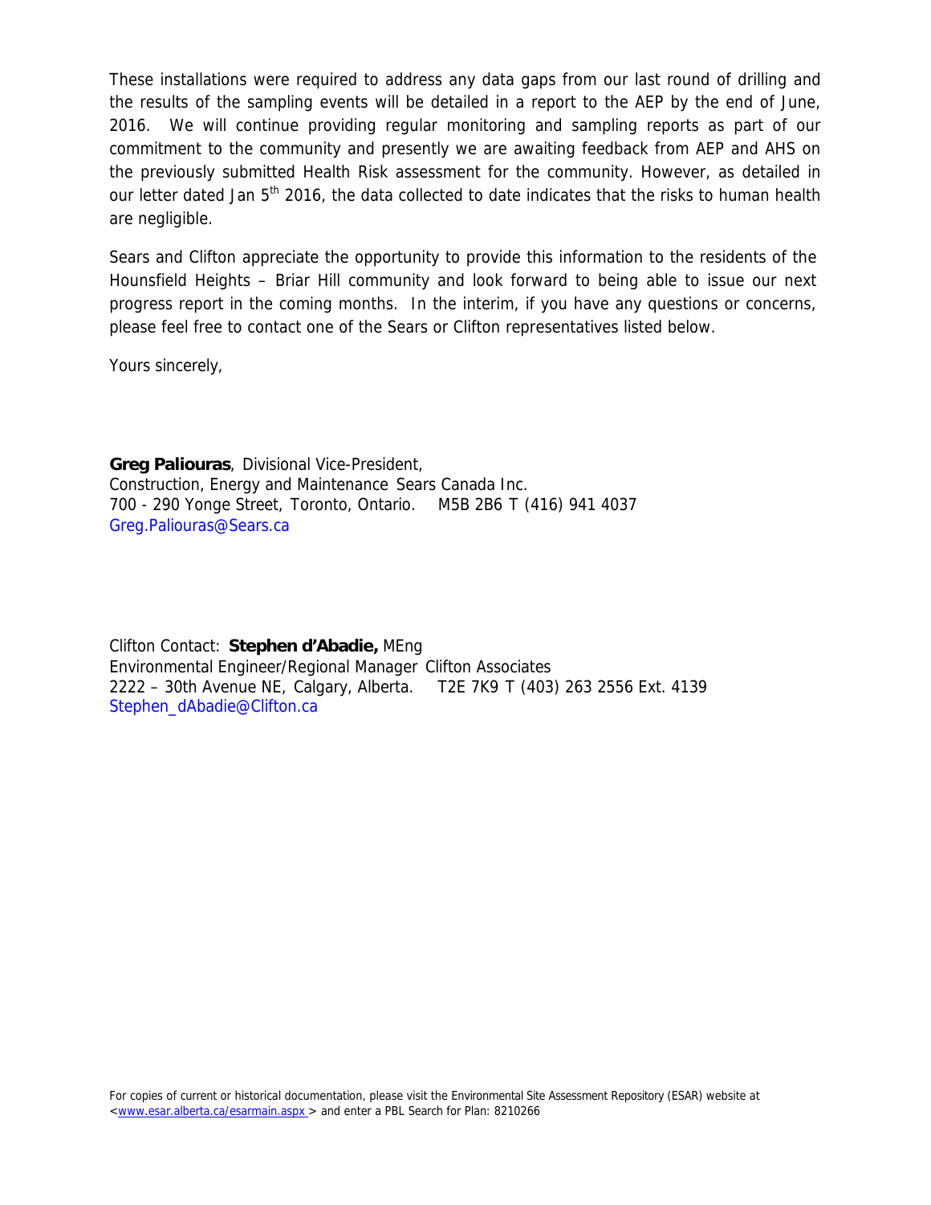These installations were required to address any data gaps from our last round of drilling and the results of the sampling events will be detailed in a report to the AEP by the end of June, 2016. We will continue providing regular monitoring and sampling reports as part of our commitment to the community and presently we are awaiting feedback from AEP and AHS on the previously submitted Health Risk assessment for the community. However, as detailed in our letter dated Jan 5th 2016, the data collected to date indicates that the risks to human health are negligible.

Sears and Clifton appreciate the opportunity to provide this information to the residents of the Hounsfield Heights – Briar Hill community and look forward to being able to issue our next progress report in the coming months. In the interim, if you have any questions or concerns, please feel free to contact one of the Sears or Clifton representatives listed below.

Yours sincerely,

**Greg Paliouras**, Divisional Vice-President,
Construction, Energy and Maintenance Sears Canada Inc.
700 - 290 Yonge Street, Toronto, Ontario. M5B 2B6 T (416) 941 4037
Greg.Paliouras@Sears.ca

Clifton Contact: **Stephen d'Abadie,** MEng
Environmental Engineer/Regional Manager Clifton Associates
2222 – 30th Avenue NE, Calgary, Alberta. T2E 7K9 T (403) 263 2556 Ext. 4139
Stephen_dAbadie@Clifton.ca

For copies of current or historical documentation, please visit the Environmental Site Assessment Repository (ESAR) website at <www.esar.alberta.ca/esarmain.aspx > and enter a PBL Search for Plan: 8210266